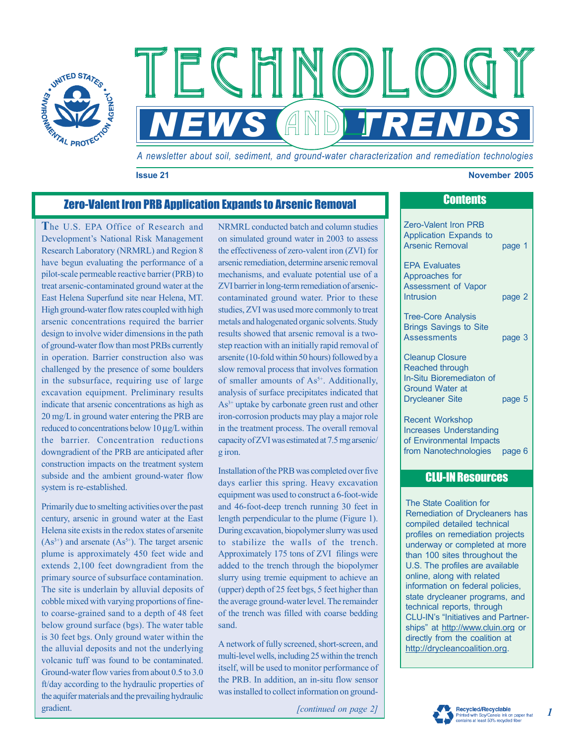# TECHNOLOGY NEWS AND TRENDS

*A newsletter about soil, sediment, and ground-water characterization and remediation technologies*

**Issue 21** **November 2005**

## Zero-Valent Iron PRB Application Expands to Arsenic Removal

The U.S. EPA Office of Research and Development's National Risk Management Research Laboratory (NRMRL) and Region 8 have begun evaluating the performance of a pilot-scale permeable reactive barrier (PRB) to treat arsenic-contaminated ground water at the East Helena Superfund site near Helena, MT. High ground-water flow rates coupled with high arsenic concentrations required the barrier design to involve wider dimensions in the path of ground-water flow than most PRBs currently in operation. Barrier construction also was challenged by the presence of some boulders in the subsurface, requiring use of large excavation equipment. Preliminary results indicate that arsenic concentrations as high as 20 mg/L in ground water entering the PRB are reduced to concentrations below 10 µg/L within the barrier. Concentration reductions downgradient of the PRB are anticipated after construction impacts on the treatment system subside and the ambient ground-water flow system is re-established.

Primarily due to smelting activities over the past century, arsenic in ground water at the East Helena site exists in the redox states of arsenite ($As^{3+}$) and arsenate ($As^{5+}$). The target arsenic plume is approximately 450 feet wide and extends 2,100 feet downgradient from the primary source of subsurface contamination. The site is underlain by alluvial deposits of cobble mixed with varying proportions of fine- to coarse-grained sand to a depth of 48 feet below ground surface (bgs). The water table is 30 feet bgs. Only ground water within the the alluvial deposits and not the underlying volcanic tuff was found to be contaminated. Ground-water flow varies from about 0.5 to 3.0 ft/day according to the hydraulic properties of the aquifer materials and the prevailing hydraulic gradient.

NRMRL conducted batch and column studies on simulated ground water in 2003 to assess the effectiveness of zero-valent iron (ZVI) for arsenic remediation, determine arsenic removal mechanisms, and evaluate potential use of a ZVI barrier in long-term remediation of arsenic-contaminated ground water. Prior to these studies, ZVI was used more commonly to treat metals and halogenated organic solvents. Study results showed that arsenic removal is a two-step reaction with an initially rapid removal of arsenite (10-fold within 50 hours) followed by a slow removal process that involves formation of smaller amounts of $As^{5+}$. Additionally, analysis of surface precipitates indicated that $As^{3+}$ uptake by carbonate green rust and other iron-corrosion products may play a major role in the treatment process. The overall removal capacity of ZVI was estimated at 7.5 mg arsenic/g iron.

Installation of the PRB was completed over five days earlier this spring. Heavy excavation equipment was used to construct a 6-foot-wide and 46-foot-deep trench running 30 feet in length perpendicular to the plume (Figure 1). During excavation, biopolymer slurry was used to stabilize the walls of the trench. Approximately 175 tons of ZVI filings were added to the trench through the biopolymer slurry using tremie equipment to achieve an (upper) depth of 25 feet bgs, 5 feet higher than the average ground-water level. The remainder of the trench was filled with coarse bedding sand.

A network of fully screened, short-screen, and multi-level wells, including 25 within the trench itself, will be used to monitor performance of the PRB. In addition, an in-situ flow sensor was installed to collect information on ground-

*[continued on page 2]*

## Contents

- Zero-Valent Iron PRB Application Expands to Arsenic Removal — page 1
- EPA Evaluates Approaches for Assessment of Vapor Intrusion — page 2
- Tree-Core Analysis Brings Savings to Site Assessments — page 3
- Cleanup Closure Reached through In-Situ Bioremediaton of Ground Water at Drycleaner Site — page 5
- Recent Workshop Increases Understanding of Environmental Impacts from Nanotechnologies — page 6

## CLU-IN Resources

The State Coalition for Remediation of Drycleaners has compiled detailed technical profiles on remediation projects underway or completed at more than 100 sites throughout the U.S. The profiles are available online, along with related information on federal policies, state drycleaner programs, and technical reports, through CLU-IN's "Initiatives and Partnerships" at http://www.cluin.org or directly from the coalition at http://drycleancoalition.org.

Recycled/Recyclable
Printed with Soy/Canola ink on paper that contains at least 50% recycled fiber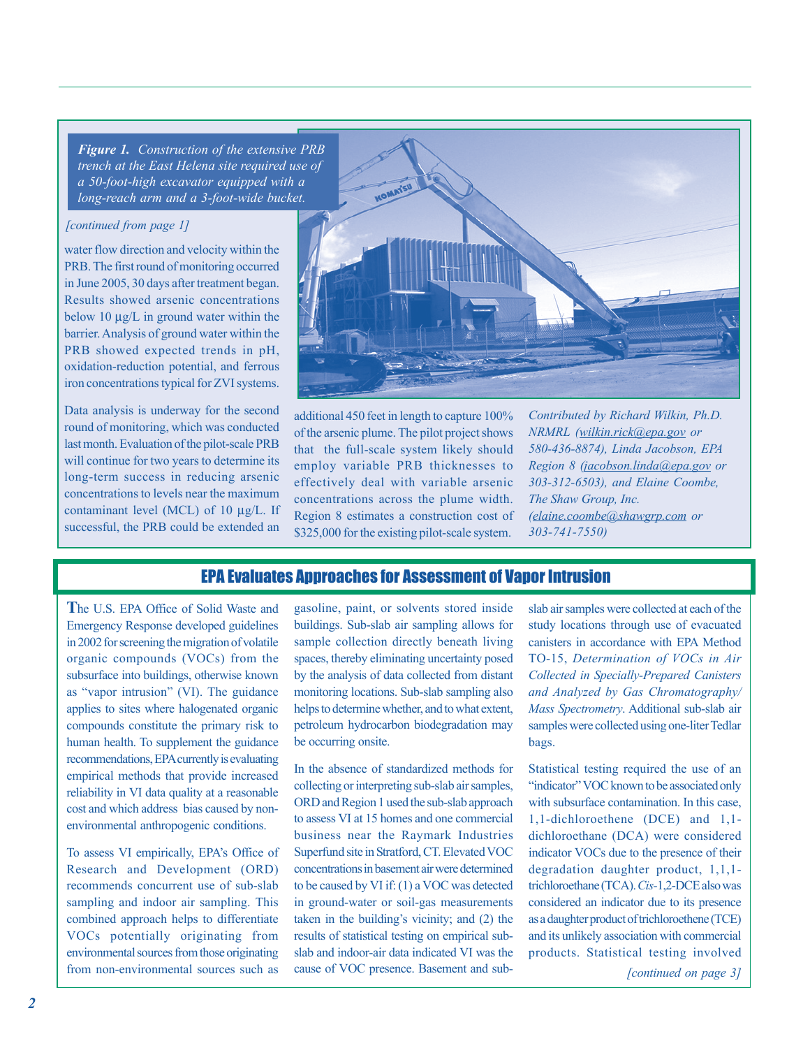*Figure 1. Construction of the extensive PRB trench at the East Helena site required use of a 50-foot-high excavator equipped with a long-reach arm and a 3-foot-wide bucket.*

*[continued from page 1]*

water flow direction and velocity within the PRB. The first round of monitoring occurred in June 2005, 30 days after treatment began. Results showed arsenic concentrations below 10 µg/L in ground water within the barrier. Analysis of ground water within the PRB showed expected trends in pH, oxidation-reduction potential, and ferrous iron concentrations typical for ZVI systems.

Data analysis is underway for the second round of monitoring, which was conducted last month. Evaluation of the pilot-scale PRB will continue for two years to determine its long-term success in reducing arsenic concentrations to levels near the maximum contaminant level (MCL) of 10 µg/L. If successful, the PRB could be extended an additional 450 feet in length to capture 100% of the arsenic plume. The pilot project shows that the full-scale system likely should employ variable PRB thicknesses to effectively deal with variable arsenic concentrations across the plume width. Region 8 estimates a construction cost of $325,000 for the existing pilot-scale system.

*Contributed by Richard Wilkin, Ph.D. NRMRL (wilkin.rick@epa.gov or 580-436-8874), Linda Jacobson, EPA Region 8 (jacobson.linda@epa.gov or 303-312-6503), and Elaine Coombe, The Shaw Group, Inc. (elaine.coombe@shawgrp.com or 303-741-7550)*

## EPA Evaluates Approaches for Assessment of Vapor Intrusion

The U.S. EPA Office of Solid Waste and Emergency Response developed guidelines in 2002 for screening the migration of volatile organic compounds (VOCs) from the subsurface into buildings, otherwise known as "vapor intrusion" (VI). The guidance applies to sites where halogenated organic compounds constitute the primary risk to human health. To supplement the guidance recommendations, EPA currently is evaluating empirical methods that provide increased reliability in VI data quality at a reasonable cost and which address bias caused by non-environmental anthropogenic conditions.

To assess VI empirically, EPA's Office of Research and Development (ORD) recommends concurrent use of sub-slab sampling and indoor air sampling. This combined approach helps to differentiate VOCs potentially originating from environmental sources from those originating from non-environmental sources such as gasoline, paint, or solvents stored inside buildings. Sub-slab air sampling allows for sample collection directly beneath living spaces, thereby eliminating uncertainty posed by the analysis of data collected from distant monitoring locations. Sub-slab sampling also helps to determine whether, and to what extent, petroleum hydrocarbon biodegradation may be occurring onsite.

In the absence of standardized methods for collecting or interpreting sub-slab air samples, ORD and Region 1 used the sub-slab approach to assess VI at 15 homes and one commercial business near the Raymark Industries Superfund site in Stratford, CT. Elevated VOC concentrations in basement air were determined to be caused by VI if: (1) a VOC was detected in ground-water or soil-gas measurements taken in the building's vicinity; and (2) the results of statistical testing on empirical sub-slab and indoor-air data indicated VI was the cause of VOC presence. Basement and sub-slab air samples were collected at each of the study locations through use of evacuated canisters in accordance with EPA Method TO-15, *Determination of VOCs in Air Collected in Specially-Prepared Canisters and Analyzed by Gas Chromatography/ Mass Spectrometry*. Additional sub-slab air samples were collected using one-liter Tedlar bags.

Statistical testing required the use of an "indicator" VOC known to be associated only with subsurface contamination. In this case, 1,1-dichloroethene (DCE) and 1,1-dichloroethane (DCA) were considered indicator VOCs due to the presence of their degradation daughter product, 1,1,1-trichloroethane (TCA). *Cis*-1,2-DCE also was considered an indicator due to its presence as a daughter product of trichloroethene (TCE) and its unlikely association with commercial products. Statistical testing involved

*[continued on page 3]*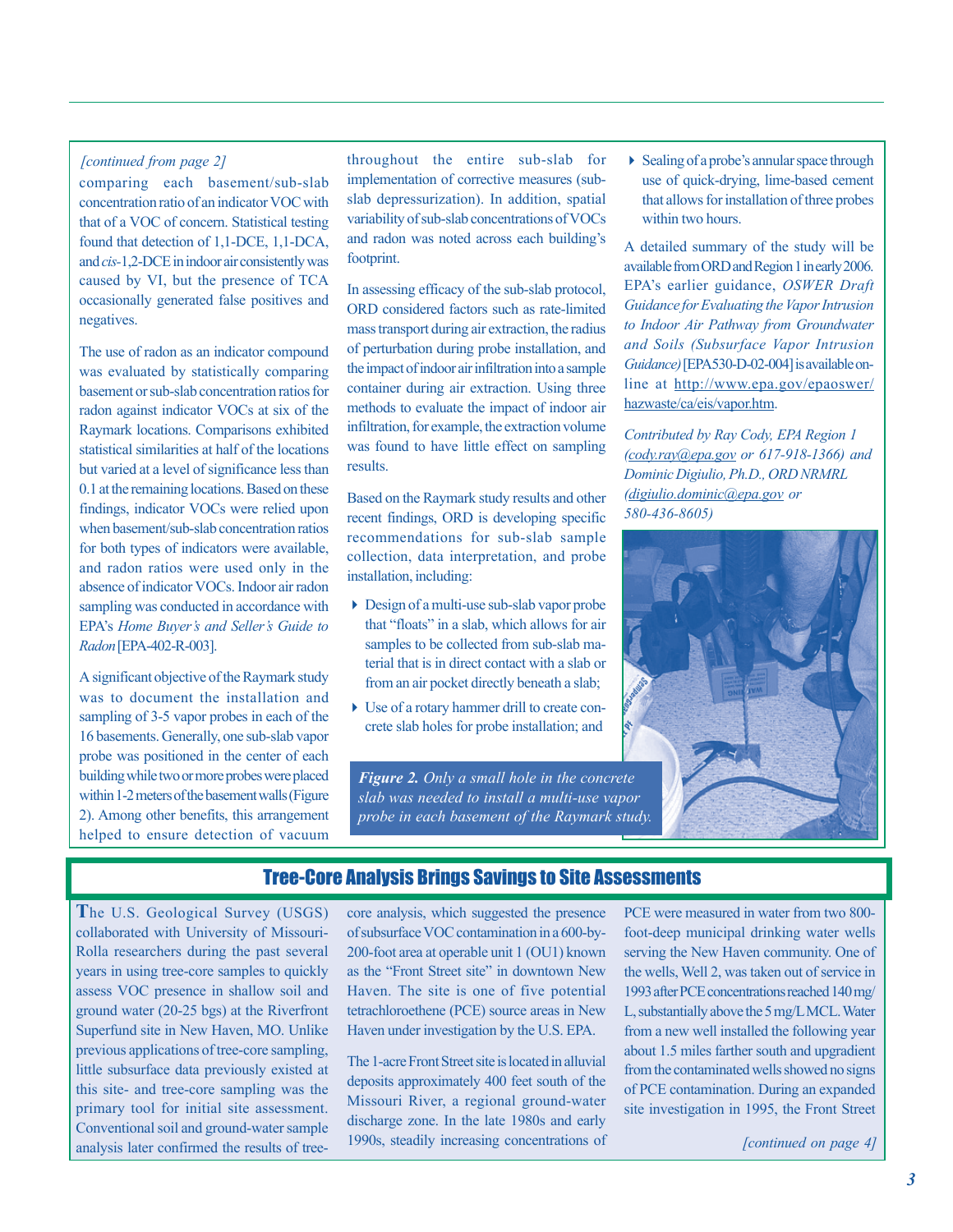*[continued from page 2]*

comparing each basement/sub-slab concentration ratio of an indicator VOC with that of a VOC of concern. Statistical testing found that detection of 1,1-DCE, 1,1-DCA, and *cis*-1,2-DCE in indoor air consistently was caused by VI, but the presence of TCA occasionally generated false positives and negatives.

The use of radon as an indicator compound was evaluated by statistically comparing basement or sub-slab concentration ratios for radon against indicator VOCs at six of the Raymark locations. Comparisons exhibited statistical similarities at half of the locations but varied at a level of significance less than 0.1 at the remaining locations. Based on these findings, indicator VOCs were relied upon when basement/sub-slab concentration ratios for both types of indicators were available, and radon ratios were used only in the absence of indicator VOCs. Indoor air radon sampling was conducted in accordance with EPA's *Home Buyer's and Seller's Guide to Radon* [EPA-402-R-003].

A significant objective of the Raymark study was to document the installation and sampling of 3-5 vapor probes in each of the 16 basements. Generally, one sub-slab vapor probe was positioned in the center of each building while two or more probes were placed within 1-2 meters of the basement walls (Figure 2). Among other benefits, this arrangement helped to ensure detection of vacuum throughout the entire sub-slab for implementation of corrective measures (sub-slab depressurization). In addition, spatial variability of sub-slab concentrations of VOCs and radon was noted across each building's footprint.

In assessing efficacy of the sub-slab protocol, ORD considered factors such as rate-limited mass transport during air extraction, the radius of perturbation during probe installation, and the impact of indoor air infiltration into a sample container during air extraction. Using three methods to evaluate the impact of indoor air infiltration, for example, the extraction volume was found to have little effect on sampling results.

Based on the Raymark study results and other recent findings, ORD is developing specific recommendations for sub-slab sample collection, data interpretation, and probe installation, including:

- Design of a multi-use sub-slab vapor probe that "floats" in a slab, which allows for air samples to be collected from sub-slab material that is in direct contact with a slab or from an air pocket directly beneath a slab;
- Use of a rotary hammer drill to create concrete slab holes for probe installation; and
- Sealing of a probe's annular space through use of quick-drying, lime-based cement that allows for installation of three probes within two hours.

A detailed summary of the study will be available from ORD and Region 1 in early 2006. EPA's earlier guidance, *OSWER Draft Guidance for Evaluating the Vapor Intrusion to Indoor Air Pathway from Groundwater and Soils (Subsurface Vapor Intrusion Guidance)* [EPA530-D-02-004] is available online at http://www.epa.gov/epaoswer/hazwaste/ca/eis/vapor.htm.

*Contributed by Ray Cody, EPA Region 1 (cody.ray@epa.gov or 617-918-1366) and Dominic Digiulio, Ph.D., ORD NRMRL (digiulio.dominic@epa.gov or 580-436-8605)*

***Figure 2.*** *Only a small hole in the concrete slab was needed to install a multi-use vapor probe in each basement of the Raymark study.*

## Tree-Core Analysis Brings Savings to Site Assessments

The U.S. Geological Survey (USGS) collaborated with University of Missouri-Rolla researchers during the past several years in using tree-core samples to quickly assess VOC presence in shallow soil and ground water (20-25 bgs) at the Riverfront Superfund site in New Haven, MO. Unlike previous applications of tree-core sampling, little subsurface data previously existed at this site- and tree-core sampling was the primary tool for initial site assessment. Conventional soil and ground-water sample analysis later confirmed the results of tree-core analysis, which suggested the presence of subsurface VOC contamination in a 600-by-200-foot area at operable unit 1 (OU1) known as the "Front Street site" in downtown New Haven. The site is one of five potential tetrachloroethene (PCE) source areas in New Haven under investigation by the U.S. EPA.

The 1-acre Front Street site is located in alluvial deposits approximately 400 feet south of the Missouri River, a regional ground-water discharge zone. In the late 1980s and early 1990s, steadily increasing concentrations of PCE were measured in water from two 800-foot-deep municipal drinking water wells serving the New Haven community. One of the wells, Well 2, was taken out of service in 1993 after PCE concentrations reached 140 mg/L, substantially above the 5 mg/L MCL. Water from a new well installed the following year about 1.5 miles farther south and upgradient from the contaminated wells showed no signs of PCE contamination. During an expanded site investigation in 1995, the Front Street

*[continued on page 4]*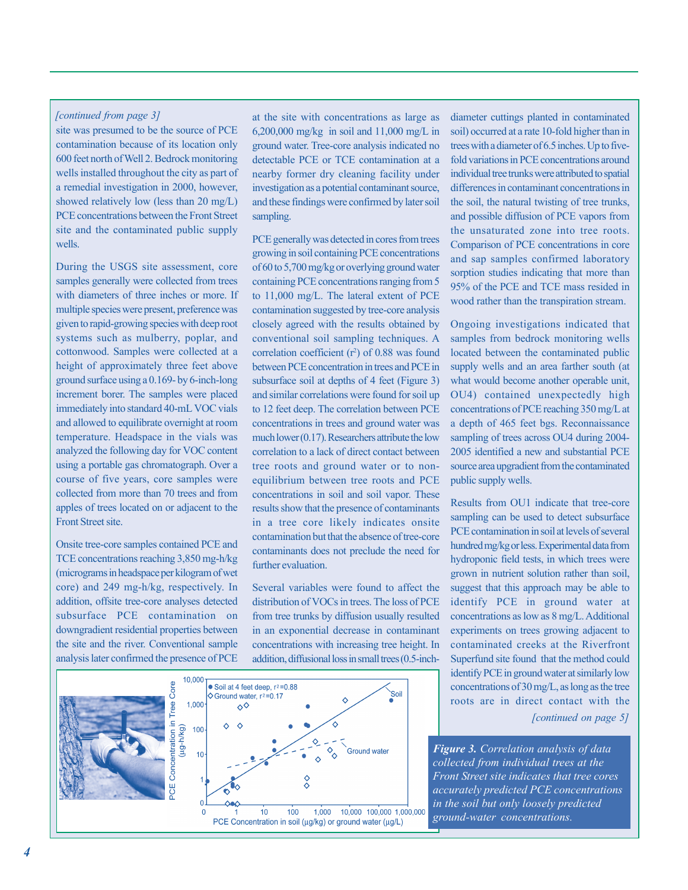*[continued from page 3]*

site was presumed to be the source of PCE contamination because of its location only 600 feet north of Well 2. Bedrock monitoring wells installed throughout the city as part of a remedial investigation in 2000, however, showed relatively low (less than 20 mg/L) PCE concentrations between the Front Street site and the contaminated public supply wells.

During the USGS site assessment, core samples generally were collected from trees with diameters of three inches or more. If multiple species were present, preference was given to rapid-growing species with deep root systems such as mulberry, poplar, and cottonwood. Samples were collected at a height of approximately three feet above ground surface using a 0.169- by 6-inch-long increment borer. The samples were placed immediately into standard 40-mL VOC vials and allowed to equilibrate overnight at room temperature. Headspace in the vials was analyzed the following day for VOC content using a portable gas chromatograph. Over a course of five years, core samples were collected from more than 70 trees and from apples of trees located on or adjacent to the Front Street site.

Onsite tree-core samples contained PCE and TCE concentrations reaching 3,850 mg-h/kg (micrograms in headspace per kilogram of wet core) and 249 mg-h/kg, respectively. In addition, offsite tree-core analyses detected subsurface PCE contamination on downgradient residential properties between the site and the river. Conventional sample analysis later confirmed the presence of PCE at the site with concentrations as large as 6,200,000 mg/kg in soil and 11,000 mg/L in ground water. Tree-core analysis indicated no detectable PCE or TCE contamination at a nearby former dry cleaning facility under investigation as a potential contaminant source, and these findings were confirmed by later soil sampling.

PCE generally was detected in cores from trees growing in soil containing PCE concentrations of 60 to 5,700 mg/kg or overlying ground water containing PCE concentrations ranging from 5 to 11,000 mg/L. The lateral extent of PCE contamination suggested by tree-core analysis closely agreed with the results obtained by conventional soil sampling techniques. A correlation coefficient ($r^2$) of 0.88 was found between PCE concentration in trees and PCE in subsurface soil at depths of 4 feet (Figure 3) and similar correlations were found for soil up to 12 feet deep. The correlation between PCE concentrations in trees and ground water was much lower (0.17). Researchers attribute the low correlation to a lack of direct contact between tree roots and ground water or to non-equilibrium between tree roots and PCE concentrations in soil and soil vapor. These results show that the presence of contaminants in a tree core likely indicates onsite contamination but that the absence of tree-core contaminants does not preclude the need for further evaluation.

Several variables were found to affect the distribution of VOCs in trees. The loss of PCE from tree trunks by diffusion usually resulted in an exponential decrease in contaminant concentrations with increasing tree height. In addition, diffusional loss in small trees (0.5-inch-diameter cuttings planted in contaminated soil) occurred at a rate 10-fold higher than in trees with a diameter of 6.5 inches. Up to five-fold variations in PCE concentrations around individual tree trunks were attributed to spatial differences in contaminant concentrations in the soil, the natural twisting of tree trunks, and possible diffusion of PCE vapors from the unsaturated zone into tree roots. Comparison of PCE concentrations in core and sap samples confirmed laboratory sorption studies indicating that more than 95% of the PCE and TCE mass resided in wood rather than the transpiration stream.

Ongoing investigations indicated that samples from bedrock monitoring wells located between the contaminated public supply wells and an area farther south (at what would become another operable unit, OU4) contained unexpectedly high concentrations of PCE reaching 350 mg/L at a depth of 465 feet bgs. Reconnaissance sampling of trees across OU4 during 2004-2005 identified a new and substantial PCE source area upgradient from the contaminated public supply wells.

Results from OU1 indicate that tree-core sampling can be used to detect subsurface PCE contamination in soil at levels of several hundred mg/kg or less. Experimental data from hydroponic field tests, in which trees were grown in nutrient solution rather than soil, suggest that this approach may be able to identify PCE in ground water at concentrations as low as 8 mg/L. Additional experiments on trees growing adjacent to contaminated creeks at the Riverfront Superfund site found that the method could identify PCE in ground water at similarly low concentrations of 30 mg/L, as long as the tree roots are in direct contact with the

*[continued on page 5]*

***Figure 3.*** *Correlation analysis of data collected from individual trees at the Front Street site indicates that tree cores accurately predicted PCE concentrations in the soil but only loosely predicted ground-water concentrations.*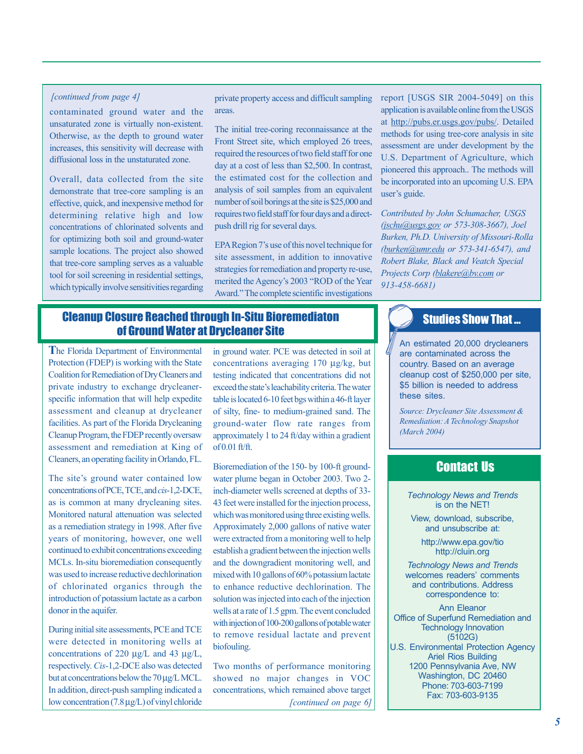*[continued from page 4]*

contaminated ground water and the unsaturated zone is virtually non-existent. Otherwise, as the depth to ground water increases, this sensitivity will decrease with diffusional loss in the unsaturated zone.

Overall, data collected from the site demonstrate that tree-core sampling is an effective, quick, and inexpensive method for determining relative high and low concentrations of chlorinated solvents and for optimizing both soil and ground-water sample locations. The project also showed that tree-core sampling serves as a valuable tool for soil screening in residential settings, which typically involve sensitivities regarding private property access and difficult sampling areas.

The initial tree-coring reconnaissance at the Front Street site, which employed 26 trees, required the resources of two field staff for one day at a cost of less than $2,500. In contrast, the estimated cost for the collection and analysis of soil samples from an equivalent number of soil borings at the site is $25,000 and requires two field staff for four days and a direct-push drill rig for several days.

EPA Region 7's use of this novel technique for site assessment, in addition to innovative strategies for remediation and property re-use, merited the Agency's 2003 "ROD of the Year Award." The complete scientific investigations report [USGS SIR 2004-5049] on this application is available online from the USGS at http://pubs.er.usgs.gov/pubs/. Detailed methods for using tree-core analysis in site assessment are under development by the U.S. Department of Agriculture, which pioneered this approach.. The methods will be incorporated into an upcoming U.S. EPA user's guide.

*Contributed by John Schumacher, USGS (jschu@usgs.gov or 573-308-3667), Joel Burken, Ph.D. University of Missouri-Rolla (burken@umr.edu or 573-341-6547), and Robert Blake, Black and Veatch Special Projects Corp (blakere@bv.com or 913-458-6681)*

## Cleanup Closure Reached through In-Situ Bioremediaton of Ground Water at Drycleaner Site

The Florida Department of Environmental Protection (FDEP) is working with the State Coalition for Remediation of Dry Cleaners and private industry to exchange drycleaner-specific information that will help expedite assessment and cleanup at drycleaner facilities. As part of the Florida Drycleaning Cleanup Program, the FDEP recently oversaw assessment and remediation at King of Cleaners, an operating facility in Orlando, FL.

The site's ground water contained low concentrations of PCE, TCE, and *cis*-1,2-DCE, as is common at many drycleaning sites. Monitored natural attenuation was selected as a remediation strategy in 1998. After five years of monitoring, however, one well continued to exhibit concentrations exceeding MCLs. In-situ bioremediation consequently was used to increase reductive dechlorination of chlorinated organics through the introduction of potassium lactate as a carbon donor in the aquifer.

During initial site assessments, PCE and TCE were detected in monitoring wells at concentrations of 220 µg/L and 43 µg/L, respectively. *Cis*-1,2-DCE also was detected but at concentrations below the 70 µg/L MCL. In addition, direct-push sampling indicated a low concentration (7.8 µg/L) of vinyl chloride in ground water. PCE was detected in soil at concentrations averaging 170 µg/kg, but testing indicated that concentrations did not exceed the state's leachability criteria. The water table is located 6-10 feet bgs within a 46-ft layer of silty, fine- to medium-grained sand. The ground-water flow rate ranges from approximately 1 to 24 ft/day within a gradient of 0.01 ft/ft.

Bioremediation of the 150- by 100-ft ground-water plume began in October 2003. Two 2-inch-diameter wells screened at depths of 33-43 feet were installed for the injection process, which was monitored using three existing wells. Approximately 2,000 gallons of native water were extracted from a monitoring well to help establish a gradient between the injection wells and the downgradient monitoring well, and mixed with 10 gallons of 60% potassium lactate to enhance reductive dechlorination. The solution was injected into each of the injection wells at a rate of 1.5 gpm. The event concluded with injection of 100-200 gallons of potable water to remove residual lactate and prevent biofouling.

Two months of performance monitoring showed no major changes in VOC concentrations, which remained above target

*[continued on page 6]*

## Studies Show That ...

An estimated 20,000 drycleaners are contaminated across the country. Based on an average cleanup cost of $250,000 per site, $5 billion is needed to address these sites.

*Source: Drycleaner Site Assessment & Remediation: A Technology Snapshot (March 2004)*

## Contact Us

*Technology News and Trends* is on the NET!

View, download, subscribe, and unsubscribe at:

http://www.epa.gov/tio
http://cluin.org

*Technology News and Trends* welcomes readers' comments and contributions. Address correspondence to:

Ann Eleanor
Office of Superfund Remediation and Technology Innovation
(5102G)
U.S. Environmental Protection Agency
Ariel Rios Building
1200 Pennsylvania Ave, NW
Washington, DC 20460
Phone: 703-603-7199
Fax: 703-603-9135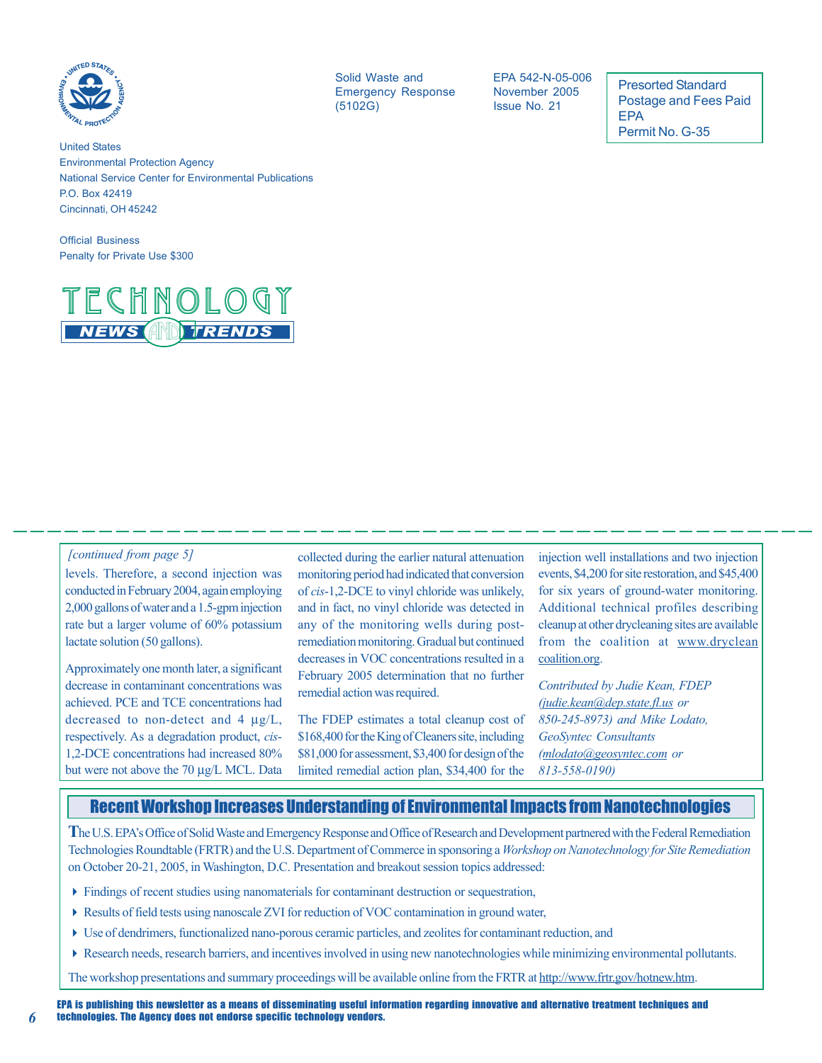United States
Environmental Protection Agency
National Service Center for Environmental Publications
P.O. Box 42419
Cincinnati, OH 45242

Official Business
Penalty for Private Use $300

Solid Waste and Emergency Response (5102G)

EPA 542-N-05-006
November 2005
Issue No. 21

Presorted Standard
Postage and Fees Paid
EPA
Permit No. G-35

# TECHNOLOGY NEWS AND TRENDS

*[continued from page 5]*

levels. Therefore, a second injection was conducted in February 2004, again employing 2,000 gallons of water and a 1.5-gpm injection rate but a larger volume of 60% potassium lactate solution (50 gallons).

Approximately one month later, a significant decrease in contaminant concentrations was achieved. PCE and TCE concentrations had decreased to non-detect and 4 µg/L, respectively. As a degradation product, *cis*-1,2-DCE concentrations had increased 80% but were not above the 70 µg/L MCL. Data collected during the earlier natural attenuation monitoring period had indicated that conversion of *cis*-1,2-DCE to vinyl chloride was unlikely, and in fact, no vinyl chloride was detected in any of the monitoring wells during post-remediation monitoring. Gradual but continued decreases in VOC concentrations resulted in a February 2005 determination that no further remedial action was required.

The FDEP estimates a total cleanup cost of $168,400 for the King of Cleaners site, including $81,000 for assessment, $3,400 for design of the limited remedial action plan, $34,400 for the injection well installations and two injection events, $4,200 for site restoration, and $45,400 for six years of ground-water monitoring. Additional technical profiles describing cleanup at other drycleaning sites are available from the coalition at www.drycleancoalition.org.

*Contributed by Judie Kean, FDEP (judie.kean@dep.state.fl.us or 850-245-8973) and Mike Lodato, GeoSyntec Consultants (mlodato@geosyntec.com or 813-558-0190)*

## Recent Workshop Increases Understanding of Environmental Impacts from Nanotechnologies

The U.S. EPA's Office of Solid Waste and Emergency Response and Office of Research and Development partnered with the Federal Remediation Technologies Roundtable (FRTR) and the U.S. Department of Commerce in sponsoring a *Workshop on Nanotechnology for Site Remediation* on October 20-21, 2005, in Washington, D.C. Presentation and breakout session topics addressed:

- Findings of recent studies using nanomaterials for contaminant destruction or sequestration,
- Results of field tests using nanoscale ZVI for reduction of VOC contamination in ground water,
- Use of dendrimers, functionalized nano-porous ceramic particles, and zeolites for contaminant reduction, and
- Research needs, research barriers, and incentives involved in using new nanotechnologies while minimizing environmental pollutants.

The workshop presentations and summary proceedings will be available online from the FRTR at http://www.frtr.gov/hotnew.htm.

**EPA is publishing this newsletter as a means of disseminating useful information regarding innovative and alternative treatment techniques and technologies. The Agency does not endorse specific technology vendors.**